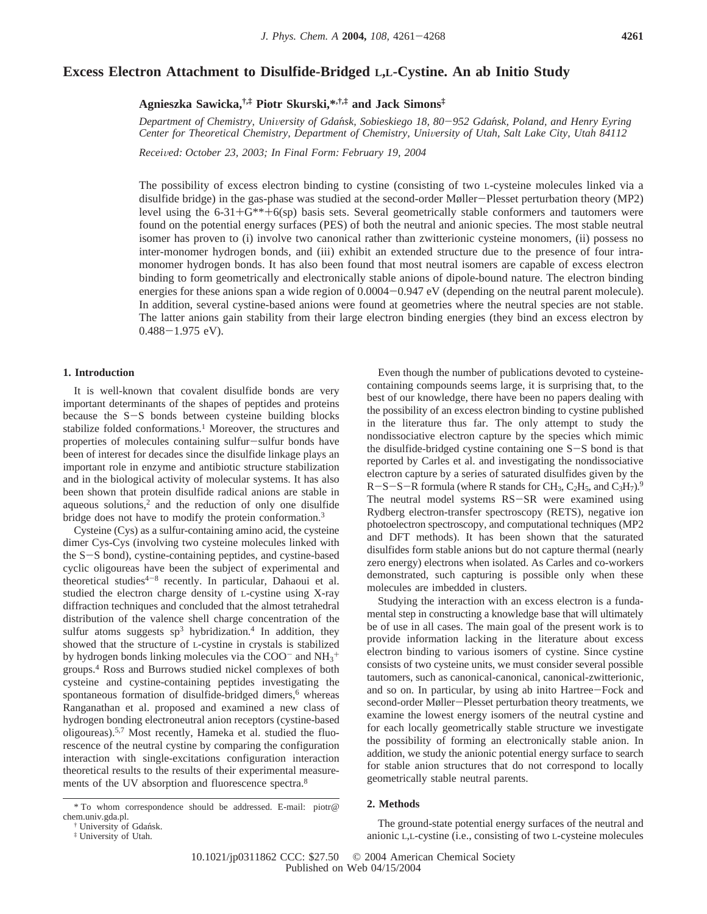# Excess Electron Attachment to Disulfide-Bridged L,L-Cystine. An ab Initio Study

**Agnieszka Sawicka,[†,‡] Piotr Skurski,*[,†,‡] and Jack Simons[‡]**

*Department of Chemistry, University of Gdańsk, Sobieskiego 18, 80*−*952 Gdańsk, Poland, and Henry Eyring Center for Theoretical Chemistry, Department of Chemistry, University of Utah, Salt Lake City, Utah 84112*

*Received: October 23, 2003; In Final Form: February 19, 2004*

The possibility of excess electron binding to cystine (consisting of two L-cysteine molecules linked via a disulfide bridge) in the gas-phase was studied at the second-order Møller−Plesset perturbation theory (MP2) level using the 6-31+G**+6(sp) basis sets. Several geometrically stable conformers and tautomers were found on the potential energy surfaces (PES) of both the neutral and anionic species. The most stable neutral isomer has proven to (i) involve two canonical rather than zwitterionic cysteine monomers, (ii) possess no inter-monomer hydrogen bonds, and (iii) exhibit an extended structure due to the presence of four intra-monomer hydrogen bonds. It has also been found that most neutral isomers are capable of excess electron binding to form geometrically and electronically stable anions of dipole-bound nature. The electron binding energies for these anions span a wide region of 0.0004−0.947 eV (depending on the neutral parent molecule). In addition, several cystine-based anions were found at geometries where the neutral species are not stable. The latter anions gain stability from their large electron binding energies (they bind an excess electron by 0.488−1.975 eV).

## 1. Introduction

It is well-known that covalent disulfide bonds are very important determinants of the shapes of peptides and proteins because the S−S bonds between cysteine building blocks stabilize folded conformations.[1] Moreover, the structures and properties of molecules containing sulfur−sulfur bonds have been of interest for decades since the disulfide linkage plays an important role in enzyme and antibiotic structure stabilization and in the biological activity of molecular systems. It has also been shown that protein disulfide radical anions are stable in aqueous solutions,[2] and the reduction of only one disulfide bridge does not have to modify the protein conformation.[3]

Cysteine (Cys) as a sulfur-containing amino acid, the cysteine dimer Cys-Cys (involving two cysteine molecules linked with the S−S bond), cystine-containing peptides, and cystine-based cyclic oligoureas have been the subject of experimental and theoretical studies[4−8] recently. In particular, Dahaoui et al. studied the electron charge density of L-cystine using X-ray diffraction techniques and concluded that the almost tetrahedral distribution of the valence shell charge concentration of the sulfur atoms suggests $sp^3$ hybridization.[4] In addition, they showed that the structure of L-cystine in crystals is stabilized by hydrogen bonds linking molecules via the $COO^-$ and $NH_3^+$ groups.[4] Ross and Burrows studied nickel complexes of both cysteine and cystine-containing peptides investigating the spontaneous formation of disulfide-bridged dimers,[6] whereas Ranganathan et al. proposed and examined a new class of hydrogen bonding electroneutral anion receptors (cystine-based oligoureas).[5,7] Most recently, Hameka et al. studied the fluorescence of the neutral cystine by comparing the configuration interaction with single-excitations configuration interaction theoretical results to the results of their experimental measurements of the UV absorption and fluorescence spectra.[8]

Even though the number of publications devoted to cysteine-containing compounds seems large, it is surprising that, to the best of our knowledge, there have been no papers dealing with the possibility of an excess electron binding to cystine published in the literature thus far. The only attempt to study the nondissociative electron capture by the species which mimic the disulfide-bridged cystine containing one S−S bond is that reported by Carles et al. and investigating the nondissociative electron capture by a series of saturated disulfides given by the R−S−S−R formula (where R stands for $CH_3$, $C_2H_5$, and $C_3H_7$).[9] The neutral model systems RS−SR were examined using Rydberg electron-transfer spectroscopy (RETS), negative ion photoelectron spectroscopy, and computational techniques (MP2 and DFT methods). It has been shown that the saturated disulfides form stable anions but do not capture thermal (nearly zero energy) electrons when isolated. As Carles and co-workers demonstrated, such capturing is possible only when these molecules are imbedded in clusters.

Studying the interaction with an excess electron is a fundamental step in constructing a knowledge base that will ultimately be of use in all cases. The main goal of the present work is to provide information lacking in the literature about excess electron binding to various isomers of cystine. Since cystine consists of two cysteine units, we must consider several possible tautomers, such as canonical-canonical, canonical-zwitterionic, and so on. In particular, by using ab inito Hartree−Fock and second-order Møller−Plesset perturbation theory treatments, we examine the lowest energy isomers of the neutral cystine and for each locally geometrically stable structure we investigate the possibility of forming an electronically stable anion. In addition, we study the anionic potential energy surface to search for stable anion structures that do not correspond to locally geometrically stable neutral parents.

## 2. Methods

The ground-state potential energy surfaces of the neutral and anionic L,L-cystine (i.e., consisting of two L-cysteine molecules

---

\* To whom correspondence should be addressed. E-mail: piotr@chem.univ.gda.pl.

† University of Gdańsk.

‡ University of Utah.

10.1021/jp0311862 CCC: $27.50 © 2004 American Chemical Society
Published on Web 04/15/2004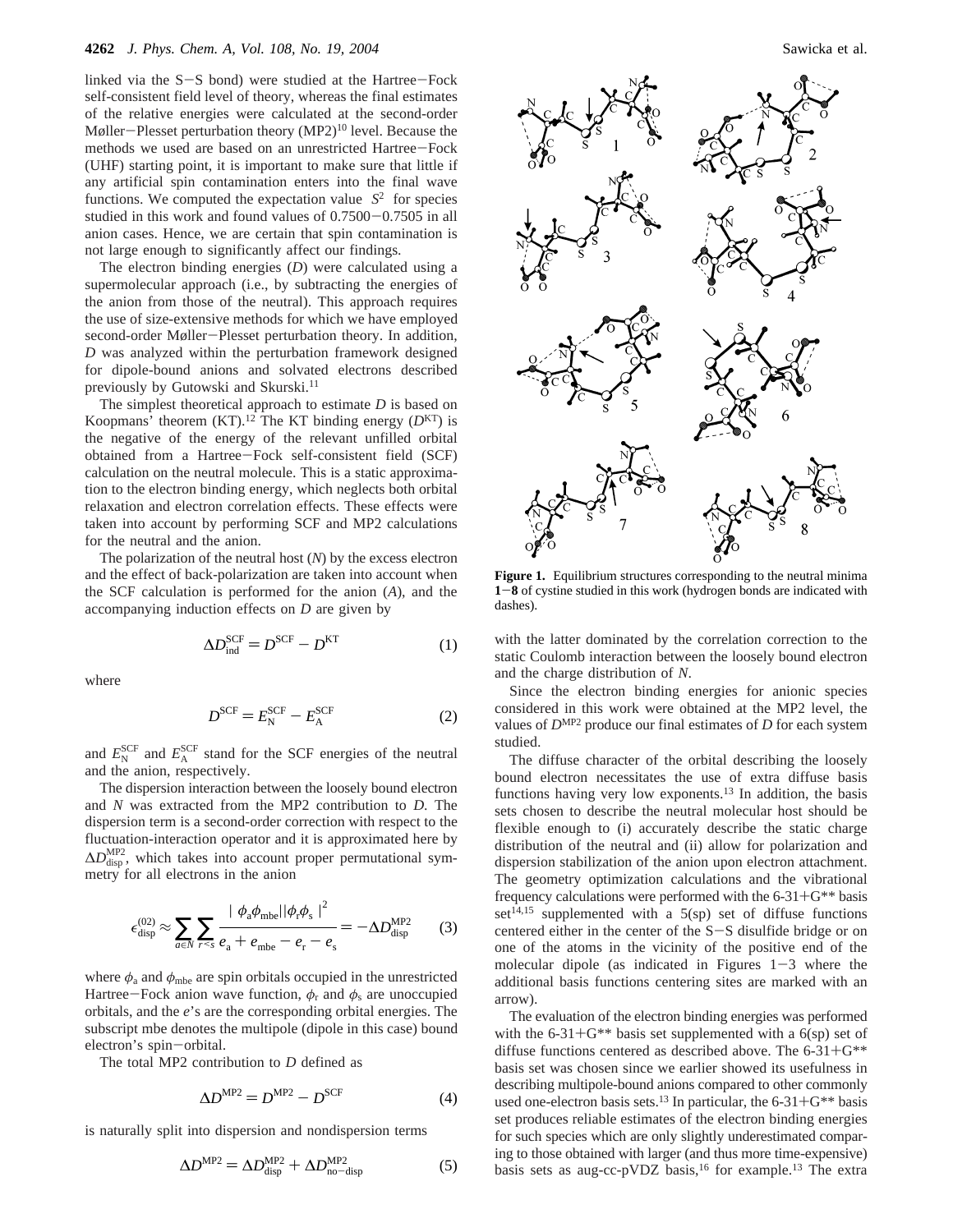linked via the S−S bond) were studied at the Hartree−Fock self-consistent field level of theory, whereas the final estimates of the relative energies were calculated at the second-order Møller−Plesset perturbation theory (MP2)[10] level. Because the methods we used are based on an unrestricted Hartree−Fock (UHF) starting point, it is important to make sure that little if any artificial spin contamination enters into the final wave functions. We computed the expectation value $\langle S^2 \rangle$ for species studied in this work and found values of 0.7500−0.7505 in all anion cases. Hence, we are certain that spin contamination is not large enough to significantly affect our findings.

The electron binding energies ($D$) were calculated using a supermolecular approach (i.e., by subtracting the energies of the anion from those of the neutral). This approach requires the use of size-extensive methods for which we have employed second-order Møller−Plesset perturbation theory. In addition, $D$ was analyzed within the perturbation framework designed for dipole-bound anions and solvated electrons described previously by Gutowski and Skurski.[11]

The simplest theoretical approach to estimate $D$ is based on Koopmans' theorem (KT).[12] The KT binding energy ($D^{\mathrm{KT}}$) is the negative of the energy of the relevant unfilled orbital obtained from a Hartree−Fock self-consistent field (SCF) calculation on the neutral molecule. This is a static approximation to the electron binding energy, which neglects both orbital relaxation and electron correlation effects. These effects were taken into account by performing SCF and MP2 calculations for the neutral and the anion.

The polarization of the neutral host ($N$) by the excess electron and the effect of back-polarization are taken into account when the SCF calculation is performed for the anion ($A$), and the accompanying induction effects on $D$ are given by

$$\Delta D_{\mathrm{ind}}^{\mathrm{SCF}} = D^{\mathrm{SCF}} - D^{\mathrm{KT}} \quad (1)$$

where

$$D^{\mathrm{SCF}} = E_{\mathrm{N}}^{\mathrm{SCF}} - E_{\mathrm{A}}^{\mathrm{SCF}} \quad (2)$$

and $E_{\mathrm{N}}^{\mathrm{SCF}}$ and $E_{\mathrm{A}}^{\mathrm{SCF}}$ stand for the SCF energies of the neutral and the anion, respectively.

The dispersion interaction between the loosely bound electron and $N$ was extracted from the MP2 contribution to $D$. The dispersion term is a second-order correction with respect to the fluctuation-interaction operator and it is approximated here by $\Delta D_{\mathrm{disp}}^{\mathrm{MP2}}$, which takes into account proper permutational symmetry for all electrons in the anion

$$\epsilon_{\mathrm{disp}}^{(02)} \approx \sum_{a \in N} \sum_{r<s} \frac{|\langle \phi_a \phi_{\mathrm{mbe}} | \phi_r \phi_s \rangle|^2}{e_a + e_{\mathrm{mbe}} - e_r - e_s} = -\Delta D_{\mathrm{disp}}^{\mathrm{MP2}} \quad (3)$$

where $\phi_a$ and $\phi_{\mathrm{mbe}}$ are spin orbitals occupied in the unrestricted Hartree−Fock anion wave function, $\phi_r$ and $\phi_s$ are unoccupied orbitals, and the $e$'s are the corresponding orbital energies. The subscript mbe denotes the multipole (dipole in this case) bound electron's spin−orbital.

The total MP2 contribution to $D$ defined as

$$\Delta D^{\mathrm{MP2}} = D^{\mathrm{MP2}} - D^{\mathrm{SCF}} \quad (4)$$

is naturally split into dispersion and nondispersion terms

$$\Delta D^{\mathrm{MP2}} = \Delta D_{\mathrm{disp}}^{\mathrm{MP2}} + \Delta D_{\mathrm{no-disp}}^{\mathrm{MP2}} \quad (5)$$

with the latter dominated by the correlation correction to the static Coulomb interaction between the loosely bound electron and the charge distribution of $N$.

Since the electron binding energies for anionic species considered in this work were obtained at the MP2 level, the values of $D^{\mathrm{MP2}}$ produce our final estimates of $D$ for each system studied.

The diffuse character of the orbital describing the loosely bound electron necessitates the use of extra diffuse basis functions having very low exponents.[13] In addition, the basis sets chosen to describe the neutral molecular host should be flexible enough to (i) accurately describe the static charge distribution of the neutral and (ii) allow for polarization and dispersion stabilization of the anion upon electron attachment. The geometry optimization calculations and the vibrational frequency calculations were performed with the 6-31+G** basis set[14,15] supplemented with a 5(sp) set of diffuse functions centered either in the center of the S−S disulfide bridge or on one of the atoms in the vicinity of the positive end of the molecular dipole (as indicated in Figures 1−3 where the additional basis functions centering sites are marked with an arrow).

The evaluation of the electron binding energies was performed with the 6-31+G** basis set supplemented with a 6(sp) set of diffuse functions centered as described above. The 6-31+G** basis set was chosen since we earlier showed its usefulness in describing multipole-bound anions compared to other commonly used one-electron basis sets.[13] In particular, the 6-31+G** basis set produces reliable estimates of the electron binding energies for such species which are only slightly underestimated comparing to those obtained with larger (and thus more time-expensive) basis sets as aug-cc-pVDZ basis,[16] for example.[13] The extra

**Figure 1.** Equilibrium structures corresponding to the neutral minima **1**−**8** of cystine studied in this work (hydrogen bonds are indicated with dashes).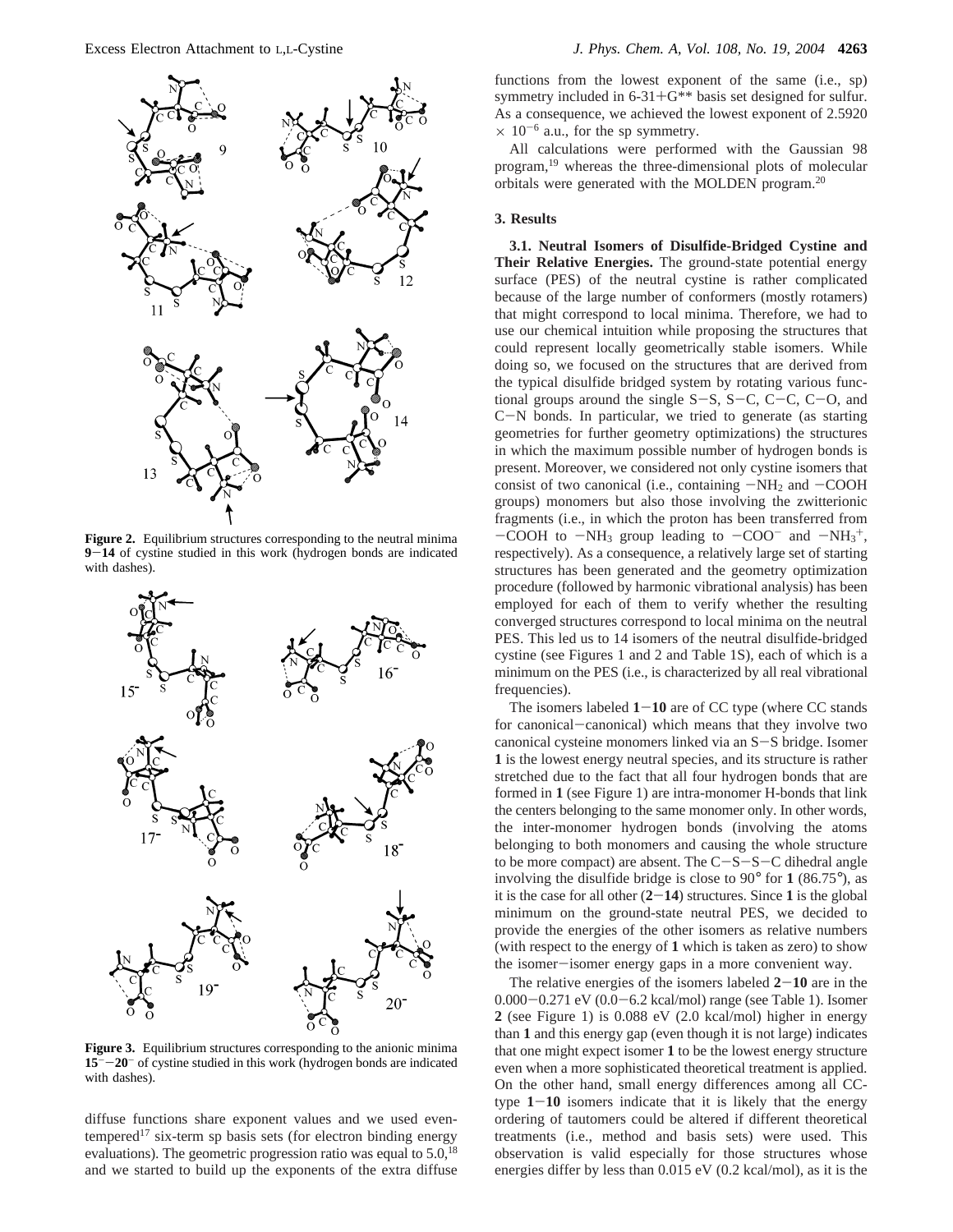**Figure 2.** Equilibrium structures corresponding to the neutral minima **9**–**14** of cystine studied in this work (hydrogen bonds are indicated with dashes).

**Figure 3.** Equilibrium structures corresponding to the anionic minima **15**$^-$–**20**$^-$ of cystine studied in this work (hydrogen bonds are indicated with dashes).

diffuse functions share exponent values and we used even-tempered[17] six-term sp basis sets (for electron binding energy evaluations). The geometric progression ratio was equal to 5.0,[18] and we started to build up the exponents of the extra diffuse functions from the lowest exponent of the same (i.e., sp) symmetry included in 6-31+G** basis set designed for sulfur. As a consequence, we achieved the lowest exponent of 2.5920 $\times$ $10^{-6}$ a.u., for the sp symmetry.

All calculations were performed with the Gaussian 98 program,[19] whereas the three-dimensional plots of molecular orbitals were generated with the MOLDEN program.[20]

## 3. Results

**3.1. Neutral Isomers of Disulfide-Bridged Cystine and Their Relative Energies.** The ground-state potential energy surface (PES) of the neutral cystine is rather complicated because of the large number of conformers (mostly rotamers) that might correspond to local minima. Therefore, we had to use our chemical intuition while proposing the structures that could represent locally geometrically stable isomers. While doing so, we focused on the structures that are derived from the typical disulfide bridged system by rotating various functional groups around the single S–S, S–C, C–C, C–O, and C–N bonds. In particular, we tried to generate (as starting geometries for further geometry optimizations) the structures in which the maximum possible number of hydrogen bonds is present. Moreover, we considered not only cystine isomers that consist of two canonical (i.e., containing $-NH_2$ and $-COOH$ groups) monomers but also those involving the zwitterionic fragments (i.e., in which the proton has been transferred from $-COOH$ to $-NH_3$ group leading to $-COO^-$ and $-NH_3^+$, respectively). As a consequence, a relatively large set of starting structures has been generated and the geometry optimization procedure (followed by harmonic vibrational analysis) has been employed for each of them to verify whether the resulting converged structures correspond to local minima on the neutral PES. This led us to 14 isomers of the neutral disulfide-bridged cystine (see Figures 1 and 2 and Table 1S), each of which is a minimum on the PES (i.e., is characterized by all real vibrational frequencies).

The isomers labeled **1**–**10** are of CC type (where CC stands for canonical–canonical) which means that they involve two canonical cysteine monomers linked via an S–S bridge. Isomer **1** is the lowest energy neutral species, and its structure is rather stretched due to the fact that all four hydrogen bonds that are formed in **1** (see Figure 1) are intra-monomer H-bonds that link the centers belonging to the same monomer only. In other words, the inter-monomer hydrogen bonds (involving the atoms belonging to both monomers and causing the whole structure to be more compact) are absent. The C–S–S–C dihedral angle involving the disulfide bridge is close to 90° for **1** (86.75°), as it is the case for all other (**2**–**14**) structures. Since **1** is the global minimum on the ground-state neutral PES, we decided to provide the energies of the other isomers as relative numbers (with respect to the energy of **1** which is taken as zero) to show the isomer–isomer energy gaps in a more convenient way.

The relative energies of the isomers labeled **2**–**10** are in the 0.000–0.271 eV (0.0–6.2 kcal/mol) range (see Table 1). Isomer **2** (see Figure 1) is 0.088 eV (2.0 kcal/mol) higher in energy than **1** and this energy gap (even though it is not large) indicates that one might expect isomer **1** to be the lowest energy structure even when a more sophisticated theoretical treatment is applied. On the other hand, small energy differences among all CC-type **1**–**10** isomers indicate that it is likely that the energy ordering of tautomers could be altered if different theoretical treatments (i.e., method and basis sets) were used. This observation is valid especially for those structures whose energies differ by less than 0.015 eV (0.2 kcal/mol), as it is the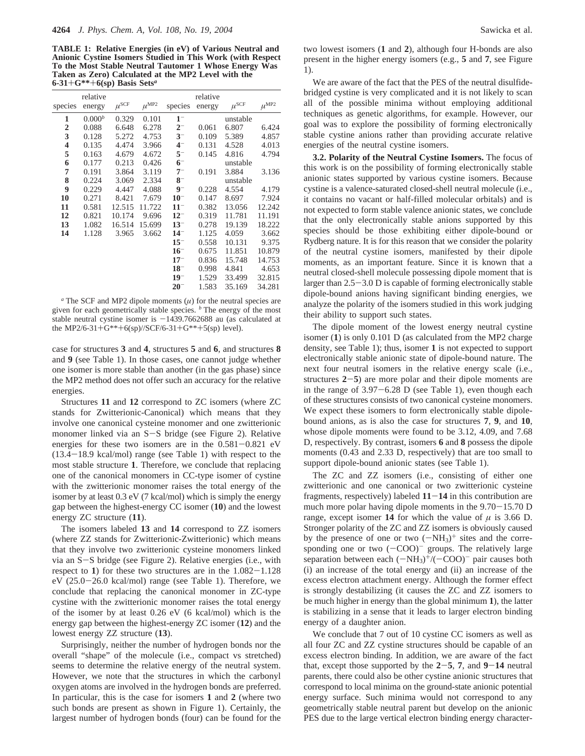**TABLE 1: Relative Energies (in eV) of Various Neutral and Anionic Cystine Isomers Studied in This Work (with Respect To the Most Stable Neutral Tautomer 1 Whose Energy Was Taken as Zero) Calculated at the MP2 Level with the 6-31+G**+6(sp) Basis Sets[a]**

| species | relative energy | $\mu^{SCF}$ | $\mu^{MP2}$ | species | relative energy | $\mu^{SCF}$ | $\mu^{MP2}$ |
|---|---|---|---|---|---|---|---|
| **1** | 0.000[b] | 0.329 | 0.101 | **1**$^-$ |  | unstable |  |
| **2** | 0.088 | 6.648 | 6.278 | **2**$^-$ | 0.061 | 6.807 | 6.424 |
| **3** | 0.128 | 5.272 | 4.753 | **3**$^-$ | 0.109 | 5.389 | 4.857 |
| **4** | 0.135 | 4.474 | 3.966 | **4**$^-$ | 0.131 | 4.528 | 4.013 |
| **5** | 0.163 | 4.679 | 4.672 | **5**$^-$ | 0.145 | 4.816 | 4.794 |
| **6** | 0.177 | 0.213 | 0.426 | **6**$^-$ |  | unstable |  |
| **7** | 0.191 | 3.864 | 3.119 | **7**$^-$ | 0.191 | 3.884 | 3.136 |
| **8** | 0.224 | 3.069 | 2.334 | **8**$^-$ |  | unstable |  |
| **9** | 0.229 | 4.447 | 4.088 | **9**$^-$ | 0.228 | 4.554 | 4.179 |
| **10** | 0.271 | 8.421 | 7.679 | **10**$^-$ | 0.147 | 8.697 | 7.924 |
| **11** | 0.581 | 12.515 | 11.722 | **11**$^-$ | 0.382 | 13.056 | 12.242 |
| **12** | 0.821 | 10.174 | 9.696 | **12**$^-$ | 0.319 | 11.781 | 11.191 |
| **13** | 1.082 | 16.514 | 15.699 | **13**$^-$ | 0.278 | 19.139 | 18.222 |
| **14** | 1.128 | 3.965 | 3.662 | **14**$^-$ | 1.125 | 4.059 | 3.662 |
|  |  |  |  | **15**$^-$ | 0.558 | 10.131 | 9.375 |
|  |  |  |  | **16**$^-$ | 0.675 | 11.851 | 10.879 |
|  |  |  |  | **17**$^-$ | 0.836 | 15.748 | 14.753 |
|  |  |  |  | **18**$^-$ | 0.998 | 4.841 | 4.653 |
|  |  |  |  | **19**$^-$ | 1.529 | 33.499 | 32.815 |
|  |  |  |  | **20**$^-$ | 1.583 | 35.169 | 34.281 |

[a] The SCF and MP2 dipole moments ($\mu$) for the neutral species are given for each geometrically stable species. [b] The energy of the most stable neutral cystine isomer is $-1439.7662688$ au (as calculated at the MP2/6-31+G**+6(sp)//SCF/6-31+G**+5(sp) level).

case for structures **3** and **4**, structures **5** and **6**, and structures **8** and **9** (see Table 1). In those cases, one cannot judge whether one isomer is more stable than another (in the gas phase) since the MP2 method does not offer such an accuracy for the relative energies.

Structures **11** and **12** correspond to ZC isomers (where ZC stands for Zwitterionic-Canonical) which means that they involve one canonical cysteine monomer and one zwitterionic monomer linked via an S−S bridge (see Figure 2). Relative energies for these two isomers are in the 0.581−0.821 eV (13.4−18.9 kcal/mol) range (see Table 1) with respect to the most stable structure **1**. Therefore, we conclude that replacing one of the canonical monomers in CC-type isomer of cystine with the zwitterionic monomer raises the total energy of the isomer by at least 0.3 eV (7 kcal/mol) which is simply the energy gap between the highest-energy CC isomer (**10**) and the lowest energy ZC structure (**11**).

The isomers labeled **13** and **14** correspond to ZZ isomers (where ZZ stands for Zwitterionic-Zwitterionic) which means that they involve two zwitterionic cysteine monomers linked via an S−S bridge (see Figure 2). Relative energies (i.e., with respect to **1**) for these two structures are in the 1.082−1.128 eV (25.0−26.0 kcal/mol) range (see Table 1). Therefore, we conclude that replacing the canonical monomer in ZC-type cystine with the zwitterionic monomer raises the total energy of the isomer by at least 0.26 eV (6 kcal/mol) which is the energy gap between the highest-energy ZC isomer (**12**) and the lowest energy ZZ structure (**13**).

Surprisingly, neither the number of hydrogen bonds nor the overall "shape" of the molecule (i.e., compact vs stretched) seems to determine the relative energy of the neutral system. However, we note that the structures in which the carbonyl oxygen atoms are involved in the hydrogen bonds are preferred. In particular, this is the case for isomers **1** and **2** (where two such bonds are present as shown in Figure 1). Certainly, the largest number of hydrogen bonds (four) can be found for the two lowest isomers (**1** and **2**), although four H-bonds are also present in the higher energy isomers (e.g., **5** and **7**, see Figure 1).

We are aware of the fact that the PES of the neutral disulfide-bridged cystine is very complicated and it is not likely to scan all of the possible minima without employing additional techniques as genetic algorithms, for example. However, our goal was to explore the possibility of forming electronically stable cystine anions rather than providing accurate relative energies of the neutral cystine isomers.

**3.2. Polarity of the Neutral Cystine Isomers.** The focus of this work is on the possibility of forming electronically stable anionic states supported by various cystine isomers. Because cystine is a valence-saturated closed-shell neutral molecule (i.e., it contains no vacant or half-filled molecular orbitals) and is not expected to form stable valence anionic states, we conclude that the only electronically stable anions supported by this species should be those exhibiting either dipole-bound or Rydberg nature. It is for this reason that we consider the polarity of the neutral cystine isomers, manifested by their dipole moments, as an important feature. Since it is known that a neutral closed-shell molecule possessing dipole moment that is larger than 2.5−3.0 D is capable of forming electronically stable dipole-bound anions having significant binding energies, we analyze the polarity of the isomers studied in this work judging their ability to support such states.

The dipole moment of the lowest energy neutral cystine isomer (**1**) is only 0.101 D (as calculated from the MP2 charge density, see Table 1); thus, isomer **1** is not expected to support electronically stable anionic state of dipole-bound nature. The next four neutral isomers in the relative energy scale (i.e., structures **2**−**5**) are more polar and their dipole moments are in the range of 3.97−6.28 D (see Table 1), even though each of these structures consists of two canonical cysteine monomers. We expect these isomers to form electronically stable dipole-bound anions, as is also the case for structures **7**, **9**, and **10**, whose dipole moments were found to be 3.12, 4.09, and 7.68 D, respectively. By contrast, isomers **6** and **8** possess the dipole moments (0.43 and 2.33 D, respectively) that are too small to support dipole-bound anionic states (see Table 1).

The ZC and ZZ isomers (i.e., consisting of either one zwitterionic and one canonical or two zwitterionic cysteine fragments, respectively) labeled **11**−**14** in this contribution are much more polar having dipole moments in the 9.70−15.70 D range, except isomer **14** for which the value of $\mu$ is 3.66 D. Stronger polarity of the ZC and ZZ isomers is obviously caused by the presence of one or two $(-NH_3)^+$ sites and the corresponding one or two $(-COO)^-$ groups. The relatively large separation between each $(-NH_3)^+/(-COO)^-$ pair causes both (i) an increase of the total energy and (ii) an increase of the excess electron attachment energy. Although the former effect is strongly destabilizing (it causes the ZC and ZZ isomers to be much higher in energy than the global minimum **1**), the latter is stabilizing in a sense that it leads to larger electron binding energy of a daughter anion.

We conclude that 7 out of 10 cystine CC isomers as well as all four ZC and ZZ cystine structures should be capable of an excess electron binding. In addition, we are aware of the fact that, except those supported by the **2**−**5**, **7**, and **9**−**14** neutral parents, there could also be other cystine anionic structures that correspond to local minima on the ground-state anionic potential energy surface. Such minima would not correspond to any geometrically stable neutral parent but develop on the anionic PES due to the large vertical electron binding energy character-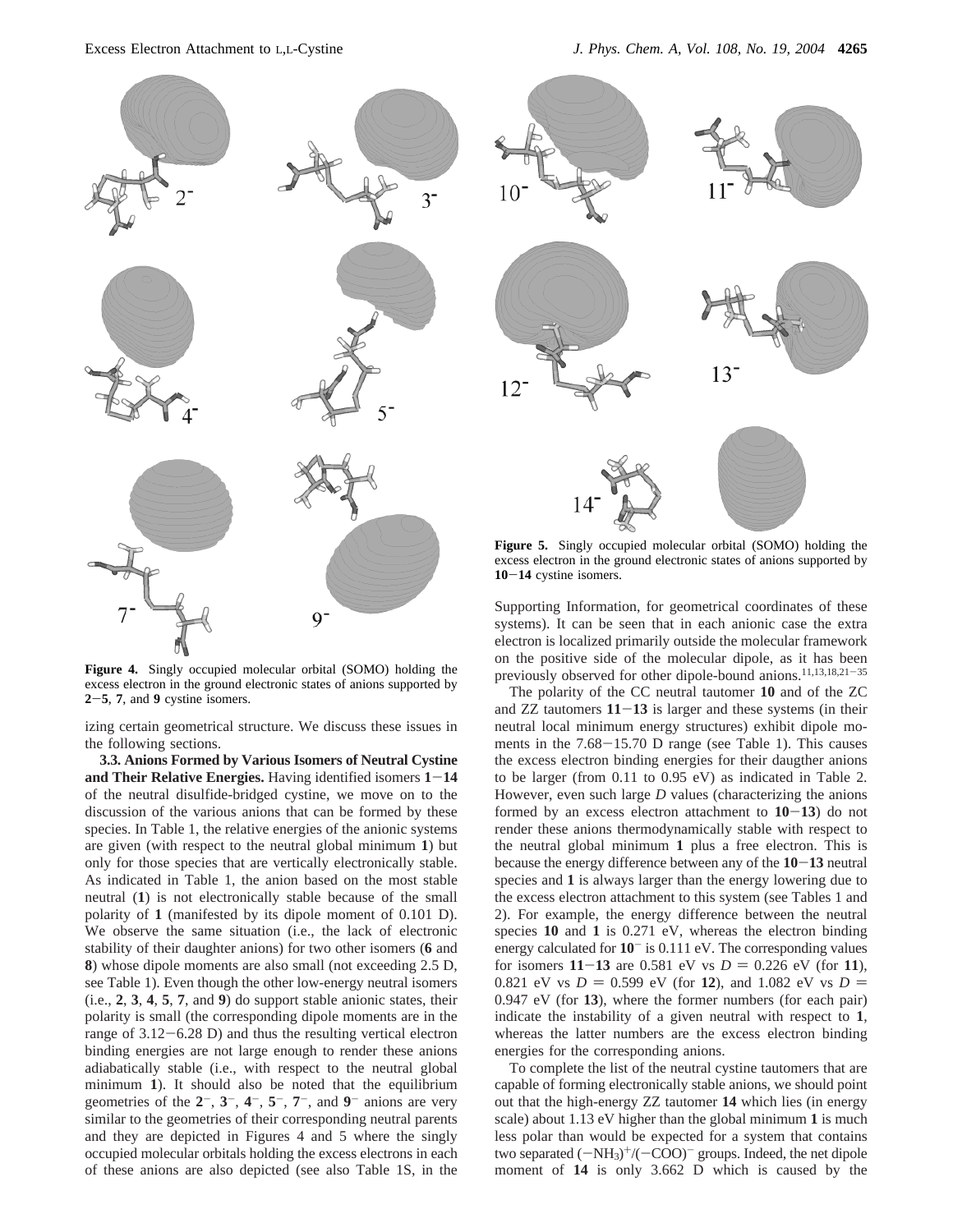**Figure 4.** Singly occupied molecular orbital (SOMO) holding the excess electron in the ground electronic states of anions supported by **2**−**5**, **7**, and **9** cystine isomers.

**Figure 5.** Singly occupied molecular orbital (SOMO) holding the excess electron in the ground electronic states of anions supported by **10**−**14** cystine isomers.

izing certain geometrical structure. We discuss these issues in the following sections.

**3.3. Anions Formed by Various Isomers of Neutral Cystine and Their Relative Energies.** Having identified isomers **1**−**14** of the neutral disulfide-bridged cystine, we move on to the discussion of the various anions that can be formed by these species. In Table 1, the relative energies of the anionic systems are given (with respect to the neutral global minimum **1**) but only for those species that are vertically electronically stable. As indicated in Table 1, the anion based on the most stable neutral (**1**) is not electronically stable because of the small polarity of **1** (manifested by its dipole moment of 0.101 D). We observe the same situation (i.e., the lack of electronic stability of their daughter anions) for two other isomers (**6** and **8**) whose dipole moments are also small (not exceeding 2.5 D, see Table 1). Even though the other low-energy neutral isomers (i.e., **2**, **3**, **4**, **5**, **7**, and **9**) do support stable anionic states, their polarity is small (the corresponding dipole moments are in the range of 3.12−6.28 D) and thus the resulting vertical electron binding energies are not large enough to render these anions adiabatically stable (i.e., with respect to the neutral global minimum **1**). It should also be noted that the equilibrium geometries of the $\mathbf{2}^-$, $\mathbf{3}^-$, $\mathbf{4}^-$, $\mathbf{5}^-$, $\mathbf{7}^-$, and $\mathbf{9}^-$ anions are very similar to the geometries of their corresponding neutral parents and they are depicted in Figures 4 and 5 where the singly occupied molecular orbitals holding the excess electrons in each of these anions are also depicted (see also Table 1S, in the Supporting Information, for geometrical coordinates of these systems). It can be seen that in each anionic case the extra electron is localized primarily outside the molecular framework on the positive side of the molecular dipole, as it has been previously observed for other dipole-bound anions.[11,13,18,21−35]

The polarity of the CC neutral tautomer **10** and of the ZC and ZZ tautomers **11**−**13** is larger and these systems (in their neutral local minimum energy structures) exhibit dipole moments in the 7.68−15.70 D range (see Table 1). This causes the excess electron binding energies for their daugther anions to be larger (from 0.11 to 0.95 eV) as indicated in Table 2. However, even such large $D$ values (characterizing the anions formed by an excess electron attachment to **10**−**13**) do not render these anions thermodynamically stable with respect to the neutral global minimum **1** plus a free electron. This is because the energy difference between any of the **10**−**13** neutral species and **1** is always larger than the energy lowering due to the excess electron attachment to this system (see Tables 1 and 2). For example, the energy difference between the neutral species **10** and **1** is 0.271 eV, whereas the electron binding energy calculated for $\mathbf{10}^-$ is 0.111 eV. The corresponding values for isomers **11**−**13** are 0.581 eV vs $D = 0.226$ eV (for **11**), 0.821 eV vs $D = 0.599$ eV (for **12**), and 1.082 eV vs $D = 0.947$ eV (for **13**), where the former numbers (for each pair) indicate the instability of a given neutral with respect to **1**, whereas the latter numbers are the excess electron binding energies for the corresponding anions.

To complete the list of the neutral cystine tautomers that are capable of forming electronically stable anions, we should point out that the high-energy ZZ tautomer **14** which lies (in energy scale) about 1.13 eV higher than the global minimum **1** is much less polar than would be expected for a system that contains two separated $(-NH_3)^+/(-COO)^-$ groups. Indeed, the net dipole moment of **14** is only 3.662 D which is caused by the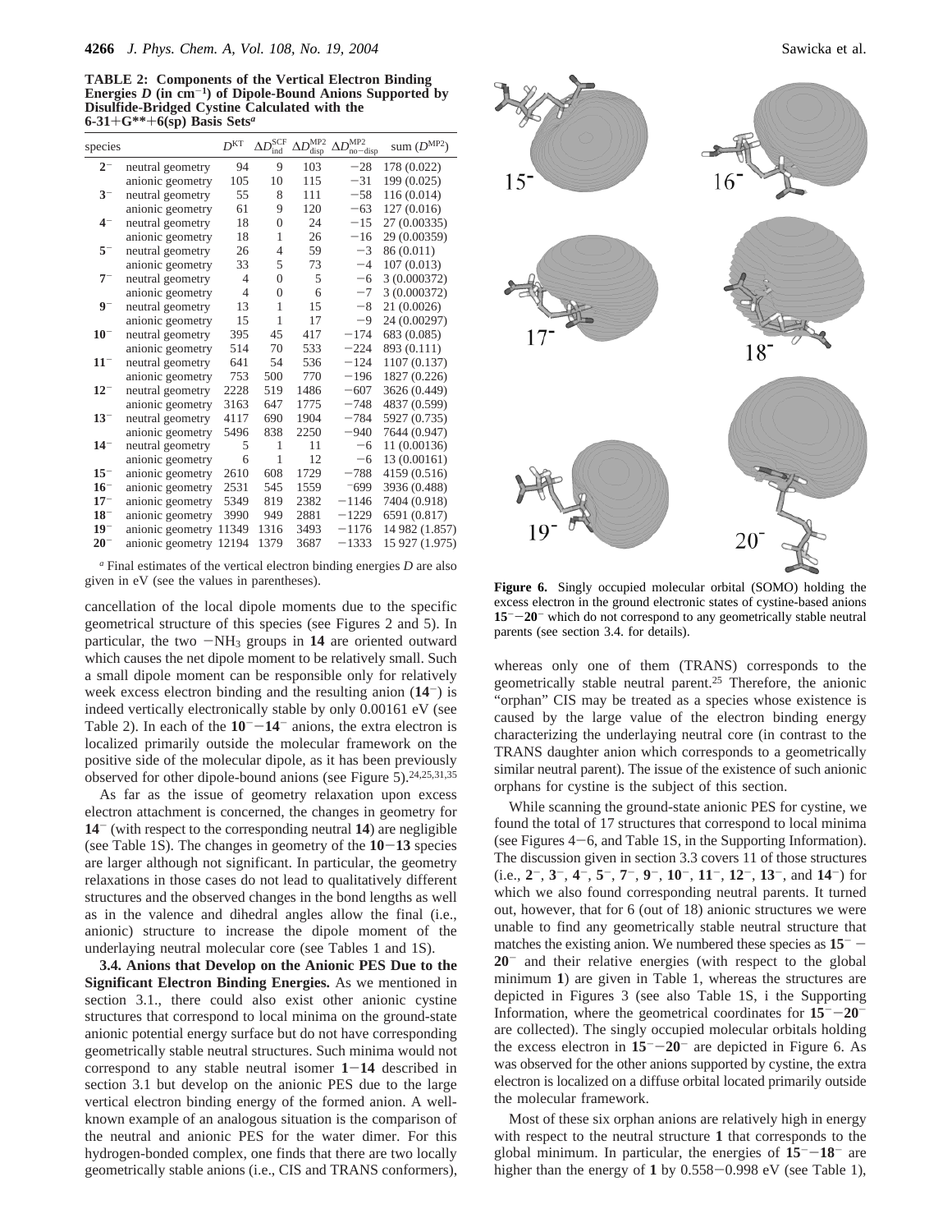**TABLE 2: Components of the Vertical Electron Binding Energies $D$ (in $cm^{-1}$) of Dipole-Bound Anions Supported by Disulfide-Bridged Cystine Calculated with the 6-31+G**+6(sp) Basis Sets[a]**

| species | | $D^{KT}$ | $\Delta D_{ind}^{SCF}$ | $\Delta D_{disp}^{MP2}$ | $\Delta D_{no-disp}^{MP2}$ | sum ($D^{MP2}$) |
|---|---|---|---|---|---|---|
| $2^-$ | neutral geometry | 94 | 9 | 103 | −28 | 178 (0.022) |
| | anionic geometry | 105 | 10 | 115 | −31 | 199 (0.025) |
| $3^-$ | neutral geometry | 55 | 8 | 111 | −58 | 116 (0.014) |
| | anionic geometry | 61 | 9 | 120 | −63 | 127 (0.016) |
| $4^-$ | neutral geometry | 18 | 0 | 24 | −15 | 27 (0.00335) |
| | anionic geometry | 18 | 1 | 26 | −16 | 29 (0.00359) |
| $5^-$ | neutral geometry | 26 | 4 | 59 | −3 | 86 (0.011) |
| | anionic geometry | 33 | 5 | 73 | −4 | 107 (0.013) |
| $7^-$ | neutral geometry | 4 | 0 | 5 | −6 | 3 (0.000372) |
| | anionic geometry | 4 | 0 | 6 | −7 | 3 (0.000372) |
| $9^-$ | neutral geometry | 13 | 1 | 15 | −8 | 21 (0.0026) |
| | anionic geometry | 15 | 1 | 17 | −9 | 24 (0.00297) |
| $10^-$ | neutral geometry | 395 | 45 | 417 | −174 | 683 (0.085) |
| | anionic geometry | 514 | 70 | 533 | −224 | 893 (0.111) |
| $11^-$ | neutral geometry | 641 | 54 | 536 | −124 | 1107 (0.137) |
| | anionic geometry | 753 | 500 | 770 | −196 | 1827 (0.226) |
| $12^-$ | neutral geometry | 2228 | 519 | 1486 | −607 | 3626 (0.449) |
| | anionic geometry | 3163 | 647 | 1775 | −748 | 4837 (0.599) |
| $13^-$ | neutral geometry | 4117 | 690 | 1904 | −784 | 5927 (0.735) |
| | anionic geometry | 5496 | 838 | 2250 | −940 | 7644 (0.947) |
| $14^-$ | neutral geometry | 5 | 1 | 11 | −6 | 11 (0.00136) |
| | anionic geometry | 6 | 1 | 12 | −6 | 13 (0.00161) |
| $15^-$ | anionic geometry | 2610 | 608 | 1729 | −788 | 4159 (0.516) |
| $16^-$ | anionic geometry | 2531 | 545 | 1559 | −699 | 3936 (0.488) |
| $17^-$ | anionic geometry | 5349 | 819 | 2382 | −1146 | 7404 (0.918) |
| $18^-$ | anionic geometry | 3990 | 949 | 2881 | −1229 | 6591 (0.817) |
| $19^-$ | anionic geometry | 11349 | 1316 | 3493 | −1176 | 14 982 (1.857) |
| $20^-$ | anionic geometry | 12194 | 1379 | 3687 | −1333 | 15 927 (1.975) |

[a] Final estimates of the vertical electron binding energies $D$ are also given in eV (see the values in parentheses).

cancellation of the local dipole moments due to the specific geometrical structure of this species (see Figures 2 and 5). In particular, the two $-NH_3$ groups in **14** are oriented outward which causes the net dipole moment to be relatively small. Such a small dipole moment can be responsible only for relatively week excess electron binding and the resulting anion ($14^-$) is indeed vertically electronically stable by only 0.00161 eV (see Table 2). In each of the $10^-$−$14^-$ anions, the extra electron is localized primarily outside the molecular framework on the positive side of the molecular dipole, as it has been previously observed for other dipole-bound anions (see Figure 5).[24,25,31,35]

As far as the issue of geometry relaxation upon excess electron attachment is concerned, the changes in geometry for $14^-$ (with respect to the corresponding neutral **14**) are negligible (see Table 1S). The changes in geometry of the **10**−**13** species are larger although not significant. In particular, the geometry relaxations in those cases do not lead to qualitatively different structures and the observed changes in the bond lengths as well as in the valence and dihedral angles allow the final (i.e., anionic) structure to increase the dipole moment of the underlaying neutral molecular core (see Tables 1 and 1S).

**3.4. Anions that Develop on the Anionic PES Due to the Significant Electron Binding Energies.** As we mentioned in section 3.1., there could also exist other anionic cystine structures that correspond to local minima on the ground-state anionic potential energy surface but do not have corresponding geometrically stable neutral structures. Such minima would not correspond to any stable neutral isomer **1**−**14** described in section 3.1 but develop on the anionic PES due to the large vertical electron binding energy of the formed anion. A well-known example of an analogous situation is the comparison of the neutral and anionic PES for the water dimer. For this hydrogen-bonded complex, one finds that there are two locally geometrically stable anions (i.e., CIS and TRANS conformers), whereas only one of them (TRANS) corresponds to the geometrically stable neutral parent.[25] Therefore, the anionic "orphan" CIS may be treated as a species whose existence is caused by the large value of the electron binding energy characterizing the underlaying neutral core (in contrast to the TRANS daughter anion which corresponds to a geometrically similar neutral parent). The issue of the existence of such anionic orphans for cystine is the subject of this section.

While scanning the ground-state anionic PES for cystine, we found the total of 17 structures that correspond to local minima (see Figures 4−6, and Table 1S, in the Supporting Information). The discussion given in section 3.3 covers 11 of those structures (i.e., $2^-$, $3^-$, $4^-$, $5^-$, $7^-$, $9^-$, $10^-$, $11^-$, $12^-$, $13^-$, and $14^-$) for which we also found corresponding neutral parents. It turned out, however, that for 6 (out of 18) anionic structures we were unable to find any geometrically stable neutral structure that matches the existing anion. We numbered these species as $15^-$ − $20^-$ and their relative energies (with respect to the global minimum **1**) are given in Table 1, whereas the structures are depicted in Figures 3 (see also Table 1S, i the Supporting Information, where the geometrical coordinates for $15^-$−$20^-$ are collected). The singly occupied molecular orbitals holding the excess electron in $15^-$−$20^-$ are depicted in Figure 6. As was observed for the other anions supported by cystine, the extra electron is localized on a diffuse orbital located primarily outside the molecular framework.

Most of these six orphan anions are relatively high in energy with respect to the neutral structure **1** that corresponds to the global minimum. In particular, the energies of $15^-$−$18^-$ are higher than the energy of **1** by 0.558−0.998 eV (see Table 1),

**Figure 6.** Singly occupied molecular orbital (SOMO) holding the excess electron in the ground electronic states of cystine-based anions $15^-$−$20^-$ which do not correspond to any geometrically stable neutral parents (see section 3.4. for details).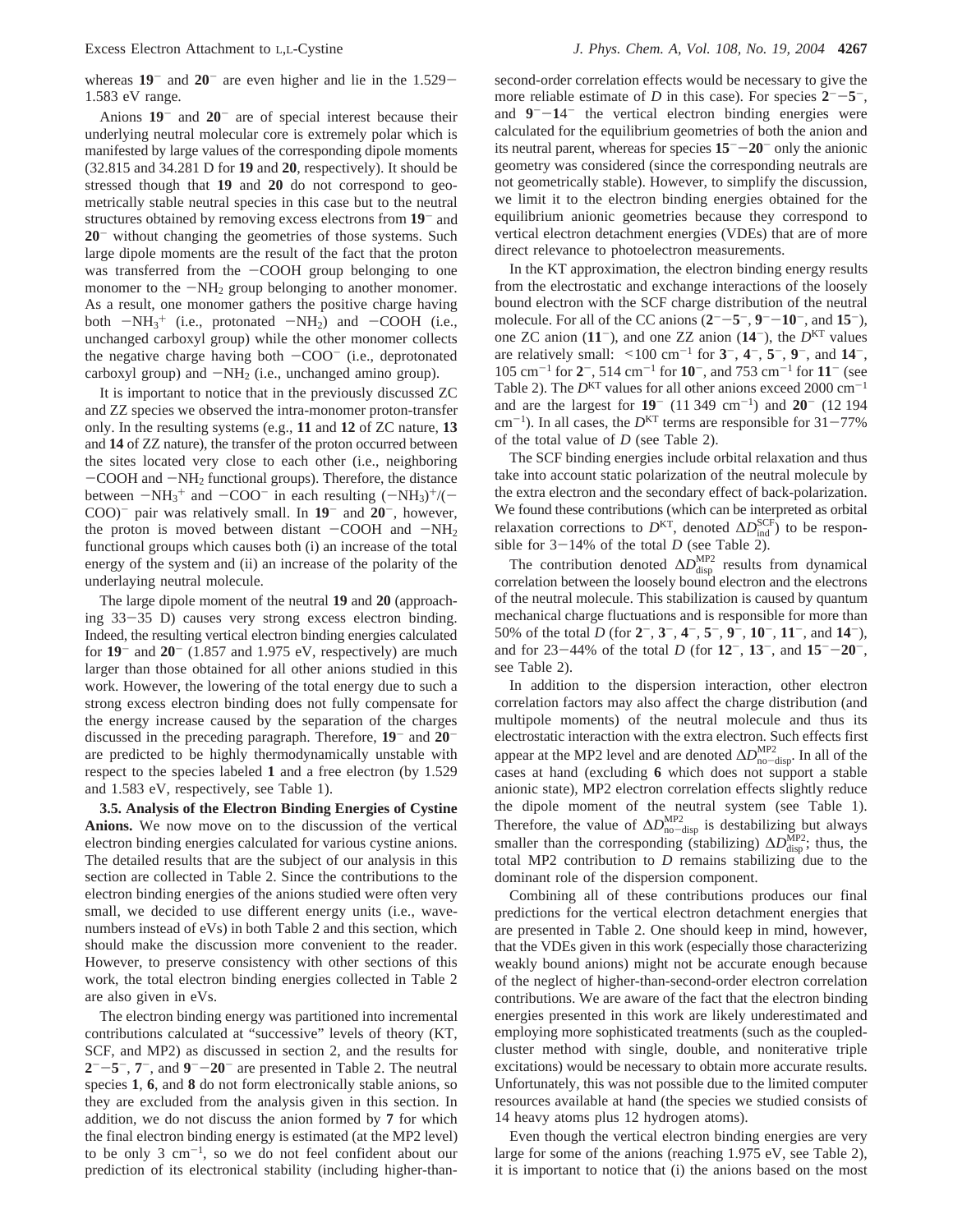whereas **19**$^-$ and **20**$^-$ are even higher and lie in the 1.529–1.583 eV range.

Anions **19**$^-$ and **20**$^-$ are of special interest because their underlying neutral molecular core is extremely polar which is manifested by large values of the corresponding dipole moments (32.815 and 34.281 D for **19** and **20**, respectively). It should be stressed though that **19** and **20** do not correspond to geometrically stable neutral species in this case but to the neutral structures obtained by removing excess electrons from **19**$^-$ and **20**$^-$ without changing the geometries of those systems. Such large dipole moments are the result of the fact that the proton was transferred from the $-$COOH group belonging to one monomer to the $-NH_2$ group belonging to another monomer. As a result, one monomer gathers the positive charge having both $-NH_3^+$ (i.e., protonated $-NH_2$) and $-$COOH (i.e., unchanged carboxyl group) while the other monomer collects the negative charge having both $-COO^-$ (i.e., deprotonated carboxyl group) and $-NH_2$ (i.e., unchanged amino group).

It is important to notice that in the previously discussed ZC and ZZ species we observed the intra-monomer proton-transfer only. In the resulting systems (e.g., **11** and **12** of ZC nature, **13** and **14** of ZZ nature), the transfer of the proton occurred between the sites located very close to each other (i.e., neighboring $-$COOH and $-NH_2$ functional groups). Therefore, the distance between $-NH_3^+$ and $-COO^-$ in each resulting $(-NH_3)^+/(-COO)^-$ pair was relatively small. In **19**$^-$ and **20**$^-$, however, the proton is moved between distant $-$COOH and $-NH_2$ functional groups which causes both (i) an increase of the total energy of the system and (ii) an increase of the polarity of the underlaying neutral molecule.

The large dipole moment of the neutral **19** and **20** (approaching 33–35 D) causes very strong excess electron binding. Indeed, the resulting vertical electron binding energies calculated for **19**$^-$ and **20**$^-$ (1.857 and 1.975 eV, respectively) are much larger than those obtained for all other anions studied in this work. However, the lowering of the total energy due to such a strong excess electron binding does not fully compensate for the energy increase caused by the separation of the charges discussed in the preceding paragraph. Therefore, **19**$^-$ and **20**$^-$ are predicted to be highly thermodynamically unstable with respect to the species labeled **1** and a free electron (by 1.529 and 1.583 eV, respectively, see Table 1).

**3.5. Analysis of the Electron Binding Energies of Cystine Anions.** We now move on to the discussion of the vertical electron binding energies calculated for various cystine anions. The detailed results that are the subject of our analysis in this section are collected in Table 2. Since the contributions to the electron binding energies of the anions studied were often very small, we decided to use different energy units (i.e., wavenumbers instead of eVs) in both Table 2 and this section, which should make the discussion more convenient to the reader. However, to preserve consistency with other sections of this work, the total electron binding energies collected in Table 2 are also given in eVs.

The electron binding energy was partitioned into incremental contributions calculated at "successive" levels of theory (KT, SCF, and MP2) as discussed in section 2, and the results for **2**$^-$–**5**$^-$, **7**$^-$, and **9**$^-$–**20**$^-$ are presented in Table 2. The neutral species **1**, **6**, and **8** do not form electronically stable anions, so they are excluded from the analysis given in this section. In addition, we do not discuss the anion formed by **7** for which the final electron binding energy is estimated (at the MP2 level) to be only 3 cm$^{-1}$, so we do not feel confident about our prediction of its electronical stability (including higher-than-second-order correlation effects would be necessary to give the more reliable estimate of $D$ in this case). For species **2**$^-$–**5**$^-$, and **9**$^-$–**14**$^-$ the vertical electron binding energies were calculated for the equilibrium geometries of both the anion and its neutral parent, whereas for species **15**$^-$–**20**$^-$ only the anionic geometry was considered (since the corresponding neutrals are not geometrically stable). However, to simplify the discussion, we limit it to the electron binding energies obtained for the equilibrium anionic geometries because they correspond to vertical electron detachment energies (VDEs) that are of more direct relevance to photoelectron measurements.

In the KT approximation, the electron binding energy results from the electrostatic and exchange interactions of the loosely bound electron with the SCF charge distribution of the neutral molecule. For all of the CC anions (**2**$^-$–**5**$^-$, **9**$^-$–**10**$^-$, and **15**$^-$), one ZC anion (**11**$^-$), and one ZZ anion (**14**$^-$), the $D^{\mathrm{KT}}$ values are relatively small: <100 cm$^{-1}$ for **3**$^-$, **4**$^-$, **5**$^-$, **9**$^-$, and **14**$^-$, 105 cm$^{-1}$ for **2**$^-$, 514 cm$^{-1}$ for **10**$^-$, and 753 cm$^{-1}$ for **11**$^-$ (see Table 2). The $D^{\mathrm{KT}}$ values for all other anions exceed 2000 cm$^{-1}$ and are the largest for **19**$^-$ (11 349 cm$^{-1}$) and **20**$^-$ (12 194 cm$^{-1}$). In all cases, the $D^{\mathrm{KT}}$ terms are responsible for 31–77% of the total value of $D$ (see Table 2).

The SCF binding energies include orbital relaxation and thus take into account static polarization of the neutral molecule by the extra electron and the secondary effect of back-polarization. We found these contributions (which can be interpreted as orbital relaxation corrections to $D^{\mathrm{KT}}$, denoted $\Delta D_{\mathrm{ind}}^{\mathrm{SCF}}$) to be responsible for 3–14% of the total $D$ (see Table 2).

The contribution denoted $\Delta D_{\mathrm{disp}}^{\mathrm{MP2}}$ results from dynamical correlation between the loosely bound electron and the electrons of the neutral molecule. This stabilization is caused by quantum mechanical charge fluctuations and is responsible for more than 50% of the total $D$ (for **2**$^-$, **3**$^-$, **4**$^-$, **5**$^-$, **9**$^-$, **10**$^-$, **11**$^-$, and **14**$^-$), and for 23–44% of the total $D$ (for **12**$^-$, **13**$^-$, and **15**$^-$–**20**$^-$, see Table 2).

In addition to the dispersion interaction, other electron correlation factors may also affect the charge distribution (and multipole moments) of the neutral molecule and thus its electrostatic interaction with the extra electron. Such effects first appear at the MP2 level and are denoted $\Delta D_{\mathrm{no-disp}}^{\mathrm{MP2}}$. In all of the cases at hand (excluding **6** which does not support a stable anionic state), MP2 electron correlation effects slightly reduce the dipole moment of the neutral system (see Table 1). Therefore, the value of $\Delta D_{\mathrm{no-disp}}^{\mathrm{MP2}}$ is destabilizing but always smaller than the corresponding (stabilizing) $\Delta D_{\mathrm{disp}}^{\mathrm{MP2}}$; thus, the total MP2 contribution to $D$ remains stabilizing due to the dominant role of the dispersion component.

Combining all of these contributions produces our final predictions for the vertical electron detachment energies that are presented in Table 2. One should keep in mind, however, that the VDEs given in this work (especially those characterizing weakly bound anions) might not be accurate enough because of the neglect of higher-than-second-order electron correlation contributions. We are aware of the fact that the electron binding energies presented in this work are likely underestimated and employing more sophisticated treatments (such as the coupled-cluster method with single, double, and noniterative triple excitations) would be necessary to obtain more accurate results. Unfortunately, this was not possible due to the limited computer resources available at hand (the species we studied consists of 14 heavy atoms plus 12 hydrogen atoms).

Even though the vertical electron binding energies are very large for some of the anions (reaching 1.975 eV, see Table 2), it is important to notice that (i) the anions based on the most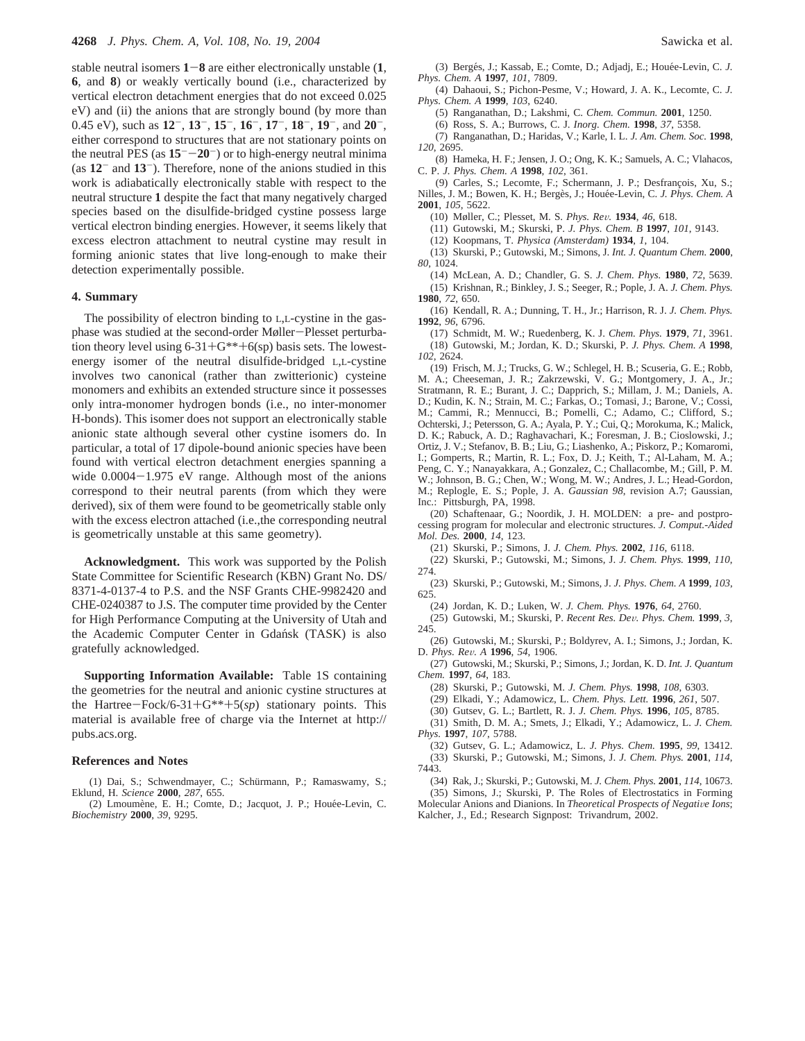stable neutral isomers **1**−**8** are either electronically unstable (**1**, **6**, and **8**) or weakly vertically bound (i.e., characterized by vertical electron detachment energies that do not exceed 0.025 eV) and (ii) the anions that are strongly bound (by more than 0.45 eV), such as **12**$^-$, **13**$^-$, **15**$^-$, **16**$^-$, **17**$^-$, **18**$^-$, **19**$^-$, and **20**$^-$, either correspond to structures that are not stationary points on the neutral PES (as **15**$^-$−**20**$^-$) or to high-energy neutral minima (as **12**$^-$ and **13**$^-$). Therefore, none of the anions studied in this work is adiabatically electronically stable with respect to the neutral structure **1** despite the fact that many negatively charged species based on the disulfide-bridged cystine possess large vertical electron binding energies. However, it seems likely that excess electron attachment to neutral cystine may result in forming anionic states that live long-enough to make their detection experimentally possible.

#### 4. Summary

The possibility of electron binding to L,L-cystine in the gas-phase was studied at the second-order Møller−Plesset perturbation theory level using 6-31+G**+6(sp) basis sets. The lowest-energy isomer of the neutral disulfide-bridged L,L-cystine involves two canonical (rather than zwitterionic) cysteine monomers and exhibits an extended structure since it possesses only intra-monomer hydrogen bonds (i.e., no inter-monomer H-bonds). This isomer does not support an electronically stable anionic state although several other cystine isomers do. In particular, a total of 17 dipole-bound anionic species have been found with vertical electron detachment energies spanning a wide 0.0004−1.975 eV range. Although most of the anions correspond to their neutral parents (from which they were derived), six of them were found to be geometrically stable only with the excess electron attached (i.e.,the corresponding neutral is geometrically unstable at this same geometry).

**Acknowledgment.** This work was supported by the Polish State Committee for Scientific Research (KBN) Grant No. DS/8371-4-0137-4 to P.S. and the NSF Grants CHE-9982420 and CHE-0240387 to J.S. The computer time provided by the Center for High Performance Computing at the University of Utah and the Academic Computer Center in Gdańsk (TASK) is also gratefully acknowledged.

**Supporting Information Available:** Table 1S containing the geometries for the neutral and anionic cystine structures at the Hartree−Fock/6-31+G**+5(*sp*) stationary points. This material is available free of charge via the Internet at http://pubs.acs.org.

#### References and Notes

(1) Dai, S.; Schwendmayer, C.; Schürmann, P.; Ramaswamy, S.; Eklund, H. *Science* **2000**, *287*, 655.

(2) Lmoumène, E. H.; Comte, D.; Jacquot, J. P.; Houée-Levin, C. *Biochemistry* **2000**, *39*, 9295.

(3) Bergés, J.; Kassab, E.; Comte, D.; Adjadj, E.; Houée-Levin, C. *J. Phys. Chem. A* **1997**, *101*, 7809.

(4) Dahaoui, S.; Pichon-Pesme, V.; Howard, J. A. K., Lecomte, C. *J. Phys. Chem. A* **1999**, *103*, 6240.

(5) Ranganathan, D.; Lakshmi, C. *Chem. Commun.* **2001**, 1250.

(6) Ross, S. A.; Burrows, C. J. *Inorg. Chem.* **1998**, *37*, 5358.

(7) Ranganathan, D.; Haridas, V.; Karle, I. L. *J. Am. Chem. Soc.* **1998**, *120*, 2695.

(8) Hameka, H. F.; Jensen, J. O.; Ong, K. K.; Samuels, A. C.; Vlahacos, C. P. *J. Phys. Chem. A* **1998**, *102*, 361.

(9) Carles, S.; Lecomte, F.; Schermann, J. P.; Desfrançois, Xu, S.; Nilles, J. M.; Bowen, K. H.; Bergès, J.; Houée-Levin, C. *J. Phys. Chem. A* **2001**, *105*, 5622.

(10) Møller, C.; Plesset, M. S. *Phys. Rev.* **1934**, *46*, 618.

(11) Gutowski, M.; Skurski, P. *J. Phys. Chem. B* **1997**, *101*, 9143.

(12) Koopmans, T. *Physica (Amsterdam)* **1934**, *1*, 104.

(13) Skurski, P.; Gutowski, M.; Simons, J. *Int. J. Quantum Chem.* **2000**, *80*, 1024.

(14) McLean, A. D.; Chandler, G. S. *J. Chem. Phys.* **1980**, *72*, 5639.

(15) Krishnan, R.; Binkley, J. S.; Seeger, R.; Pople, J. A. *J. Chem. Phys.* **1980**, *72*, 650.

(16) Kendall, R. A.; Dunning, T. H., Jr.; Harrison, R. J. *J. Chem. Phys.* **1992**, *96*, 6796.

(17) Schmidt, M. W.; Ruedenberg, K. J. *Chem. Phys.* **1979**, *71*, 3961.

(18) Gutowski, M.; Jordan, K. D.; Skurski, P. *J. Phys. Chem. A* **1998**, *102*, 2624.

(19) Frisch, M. J.; Trucks, G. W.; Schlegel, H. B.; Scuseria, G. E.; Robb, M. A.; Cheeseman, J. R.; Zakrzewski, V. G.; Montgomery, J. A., Jr.; Stratmann, R. E.; Burant, J. C.; Dapprich, S.; Millam, J. M.; Daniels, A. D.; Kudin, K. N.; Strain, M. C.; Farkas, O.; Tomasi, J.; Barone, V.; Cossi, M.; Cammi, R.; Mennucci, B.; Pomelli, C.; Adamo, C.; Clifford, S.; Ochterski, J.; Petersson, G. A.; Ayala, P. Y.; Cui, Q.; Morokuma, K.; Malick, D. K.; Rabuck, A. D.; Raghavachari, K.; Foresman, J. B.; Cioslowski, J.; Ortiz, J. V.; Stefanov, B. B.; Liu, G.; Liashenko, A.; Piskorz, P.; Komaromi, I.; Gomperts, R.; Martin, R. L.; Fox, D. J.; Keith, T.; Al-Laham, M. A.; Peng, C. Y.; Nanayakkara, A.; Gonzalez, C.; Challacombe, M.; Gill, P. M. W.; Johnson, B. G.; Chen, W.; Wong, M. W.; Andres, J. L.; Head-Gordon, M.; Replogle, E. S.; Pople, J. A. *Gaussian 98*, revision A.7; Gaussian, Inc.: Pittsburgh, PA, 1998.

(20) Schaftenaar, G.; Noordik, J. H. MOLDEN: a pre- and postprocessing program for molecular and electronic structures. *J. Comput.-Aided Mol. Des.* **2000**, *14*, 123.

(21) Skurski, P.; Simons, J. *J. Chem. Phys.* **2002**, *116*, 6118.

(22) Skurski, P.; Gutowski, M.; Simons, J. *J. Chem. Phys.* **1999**, *110*, 274.

(23) Skurski, P.; Gutowski, M.; Simons, J. *J. Phys. Chem. A* **1999**, *103*, 625.

(24) Jordan, K. D.; Luken, W. *J. Chem. Phys.* **1976**, *64*, 2760.

(25) Gutowski, M.; Skurski, P. *Recent Res. Dev. Phys. Chem.* **1999**, *3*, 245.

(26) Gutowski, M.; Skurski, P.; Boldyrev, A. I.; Simons, J.; Jordan, K. D. *Phys. Rev. A* **1996**, *54*, 1906.

(27) Gutowski, M.; Skurski, P.; Simons, J.; Jordan, K. D. *Int. J. Quantum Chem.* **1997**, *64*, 183.

(28) Skurski, P.; Gutowski, M. *J. Chem. Phys.* **1998**, *108*, 6303.

(29) Elkadi, Y.; Adamowicz, L. *Chem. Phys. Lett.* **1996**, *261*, 507.

(30) Gutsev, G. L.; Bartlett, R. J. *J. Chem. Phys.* **1996**, *105*, 8785.

(31) Smith, D. M. A.; Smets, J.; Elkadi, Y.; Adamowicz, L. *J. Chem. Phys.* **1997**, *107*, 5788.

(32) Gutsev, G. L.; Adamowicz, L. *J. Phys. Chem.* **1995**, *99*, 13412.

(33) Skurski, P.; Gutowski, M.; Simons, J. *J. Chem. Phys.* **2001**, *114*, 7443.

(34) Rak, J.; Skurski, P.; Gutowski, M. *J. Chem. Phys.* **2001**, *114*, 10673.

(35) Simons, J.; Skurski, P. The Roles of Electrostatics in Forming Molecular Anions and Dianions. In *Theoretical Prospects of Negative Ions*; Kalcher, J., Ed.; Research Signpost: Trivandrum, 2002.